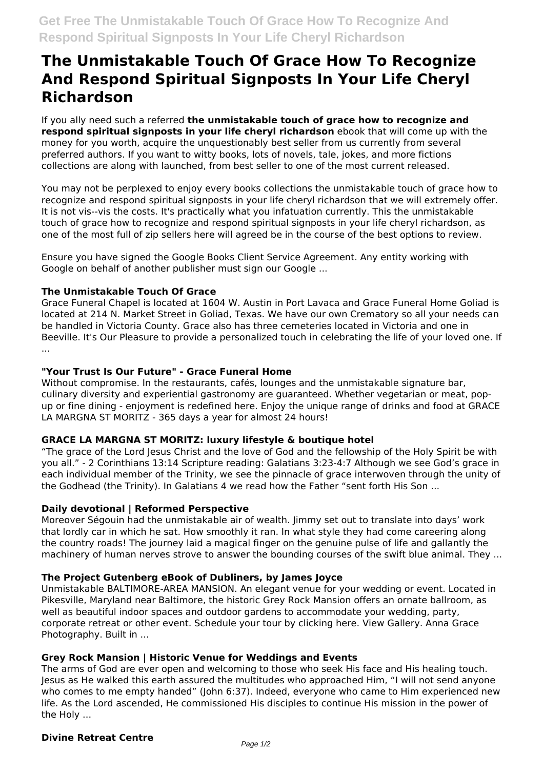# The Unmistakable Touch Of Grace How To Recognize And Respond Spiritual Signposts In Your Life Cheryl Richardson

If you ally need such a referred **the unmistakable touch of grace how to recognize and respond spiritual signposts in your life cheryl richardson** ebook that will come up with the money for you worth, acquire the unquestionably best seller from us currently from several preferred authors. If you want to witty books, lots of novels, tale, jokes, and more fictions collections are along with launched, from best seller to one of the most current released.

You may not be perplexed to enjoy every books collections the unmistakable touch of grace how to recognize and respond spiritual signposts in your life cheryl richardson that we will extremely offer. It is not vis--vis the costs. It's practically what you infatuation currently. This the unmistakable touch of grace how to recognize and respond spiritual signposts in your life cheryl richardson, as one of the most full of zip sellers here will agreed be in the course of the best options to review.

Ensure you have signed the Google Books Client Service Agreement. Any entity working with Google on behalf of another publisher must sign our Google ...

### The Unmistakable Touch Of Grace

Grace Funeral Chapel is located at 1604 W. Austin in Port Lavaca and Grace Funeral Home Goliad is located at 214 N. Market Street in Goliad, Texas. We have our own Crematory so all your needs can be handled in Victoria County. Grace also has three cemeteries located in Victoria and one in Beeville. It's Our Pleasure to provide a personalized touch in celebrating the life of your loved one. If ...

### "Your Trust Is Our Future" - Grace Funeral Home

Without compromise. In the restaurants, cafés, lounges and the unmistakable signature bar, culinary diversity and experiential gastronomy are guaranteed. Whether vegetarian or meat, pop-up or fine dining - enjoyment is redefined here. Enjoy the unique range of drinks and food at GRACE LA MARGNA ST MORITZ - 365 days a year for almost 24 hours!

### GRACE LA MARGNA ST MORITZ: luxury lifestyle & boutique hotel

"The grace of the Lord Jesus Christ and the love of God and the fellowship of the Holy Spirit be with you all." - 2 Corinthians 13:14 Scripture reading: Galatians 3:23-4:7 Although we see God's grace in each individual member of the Trinity, we see the pinnacle of grace interwoven through the unity of the Godhead (the Trinity). In Galatians 4 we read how the Father "sent forth His Son ...

### Daily devotional | Reformed Perspective

Moreover Ségouin had the unmistakable air of wealth. Jimmy set out to translate into days' work that lordly car in which he sat. How smoothly it ran. In what style they had come careering along the country roads! The journey laid a magical finger on the genuine pulse of life and gallantly the machinery of human nerves strove to answer the bounding courses of the swift blue animal. They ...

### The Project Gutenberg eBook of Dubliners, by James Joyce

Unmistakable BALTIMORE-AREA MANSION. An elegant venue for your wedding or event. Located in Pikesville, Maryland near Baltimore, the historic Grey Rock Mansion offers an ornate ballroom, as well as beautiful indoor spaces and outdoor gardens to accommodate your wedding, party, corporate retreat or other event. Schedule your tour by clicking here. View Gallery. Anna Grace Photography. Built in ...

### Grey Rock Mansion | Historic Venue for Weddings and Events

The arms of God are ever open and welcoming to those who seek His face and His healing touch. Jesus as He walked this earth assured the multitudes who approached Him, "I will not send anyone who comes to me empty handed" (John 6:37). Indeed, everyone who came to Him experienced new life. As the Lord ascended, He commissioned His disciples to continue His mission in the power of the Holy ...

### Divine Retreat Centre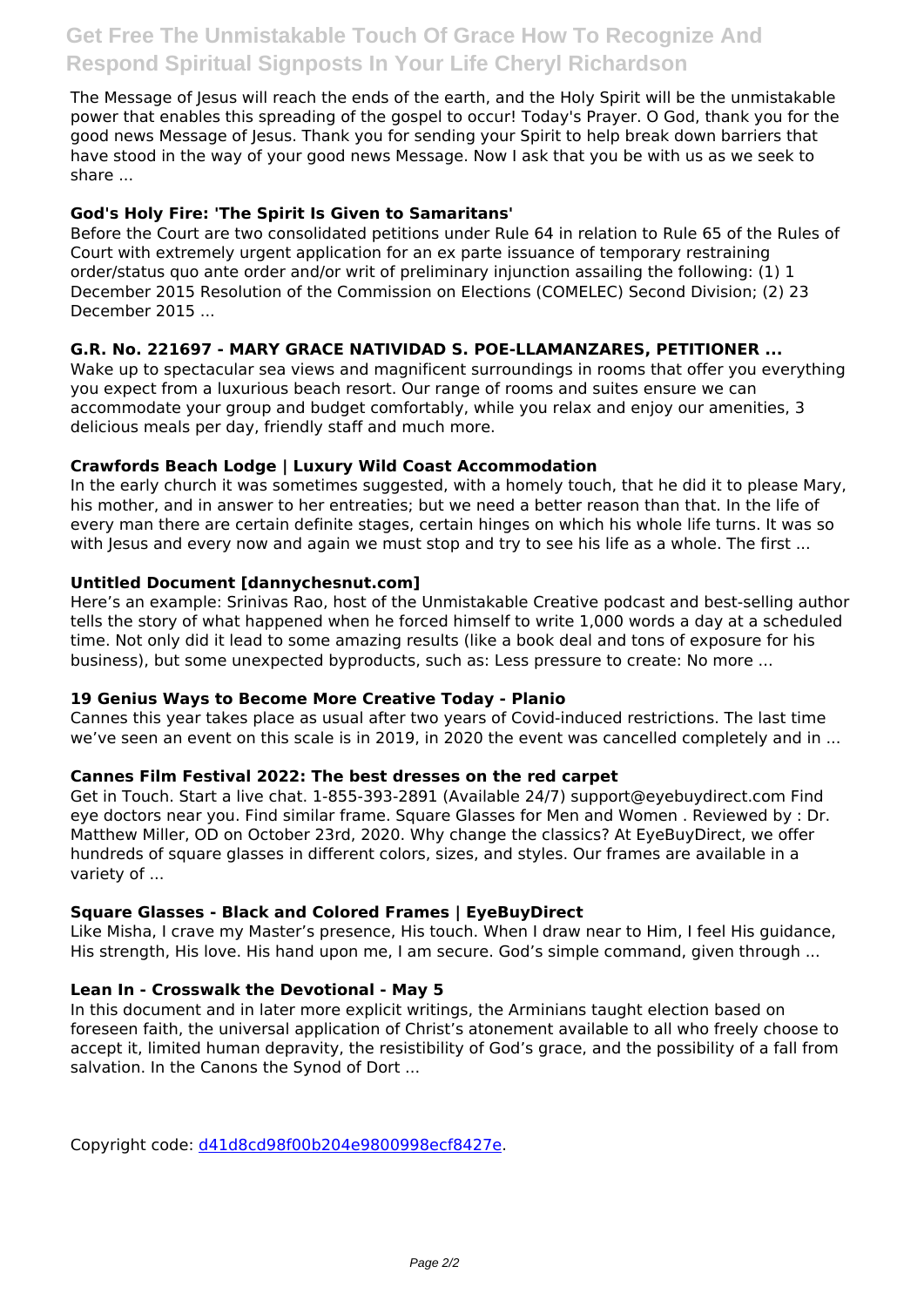The Message of Jesus will reach the ends of the earth, and the Holy Spirit will be the unmistakable power that enables this spreading of the gospel to occur! Today's Prayer. O God, thank you for the good news Message of Jesus. Thank you for sending your Spirit to help break down barriers that have stood in the way of your good news Message. Now I ask that you be with us as we seek to share ...

**God's Holy Fire: 'The Spirit Is Given to Samaritans'**

Before the Court are two consolidated petitions under Rule 64 in relation to Rule 65 of the Rules of Court with extremely urgent application for an ex parte issuance of temporary restraining order/status quo ante order and/or writ of preliminary injunction assailing the following: (1) 1 December 2015 Resolution of the Commission on Elections (COMELEC) Second Division; (2) 23 December 2015 ...

**G.R. No. 221697 - MARY GRACE NATIVIDAD S. POE-LLAMANZARES, PETITIONER ...**

Wake up to spectacular sea views and magnificent surroundings in rooms that offer you everything you expect from a luxurious beach resort. Our range of rooms and suites ensure we can accommodate your group and budget comfortably, while you relax and enjoy our amenities, 3 delicious meals per day, friendly staff and much more.

**Crawfords Beach Lodge | Luxury Wild Coast Accommodation**

In the early church it was sometimes suggested, with a homely touch, that he did it to please Mary, his mother, and in answer to her entreaties; but we need a better reason than that. In the life of every man there are certain definite stages, certain hinges on which his whole life turns. It was so with Jesus and every now and again we must stop and try to see his life as a whole. The first ...

**Untitled Document [dannychesnut.com]**

Here's an example: Srinivas Rao, host of the Unmistakable Creative podcast and best-selling author tells the story of what happened when he forced himself to write 1,000 words a day at a scheduled time. Not only did it lead to some amazing results (like a book deal and tons of exposure for his business), but some unexpected byproducts, such as: Less pressure to create: No more ...

**19 Genius Ways to Become More Creative Today - Planio**

Cannes this year takes place as usual after two years of Covid-induced restrictions. The last time we've seen an event on this scale is in 2019, in 2020 the event was cancelled completely and in ...

**Cannes Film Festival 2022: The best dresses on the red carpet**

Get in Touch. Start a live chat. 1-855-393-2891 (Available 24/7) support@eyebuydirect.com Find eye doctors near you. Find similar frame. Square Glasses for Men and Women . Reviewed by : Dr. Matthew Miller, OD on October 23rd, 2020. Why change the classics? At EyeBuyDirect, we offer hundreds of square glasses in different colors, sizes, and styles. Our frames are available in a variety of ...

**Square Glasses - Black and Colored Frames | EyeBuyDirect**

Like Misha, I crave my Master's presence, His touch. When I draw near to Him, I feel His guidance, His strength, His love. His hand upon me, I am secure. God's simple command, given through ...

**Lean In - Crosswalk the Devotional - May 5**

In this document and in later more explicit writings, the Arminians taught election based on foreseen faith, the universal application of Christ's atonement available to all who freely choose to accept it, limited human depravity, the resistibility of God's grace, and the possibility of a fall from salvation. In the Canons the Synod of Dort ...

Copyright code: d41d8cd98f00b204e9800998ecf8427e.